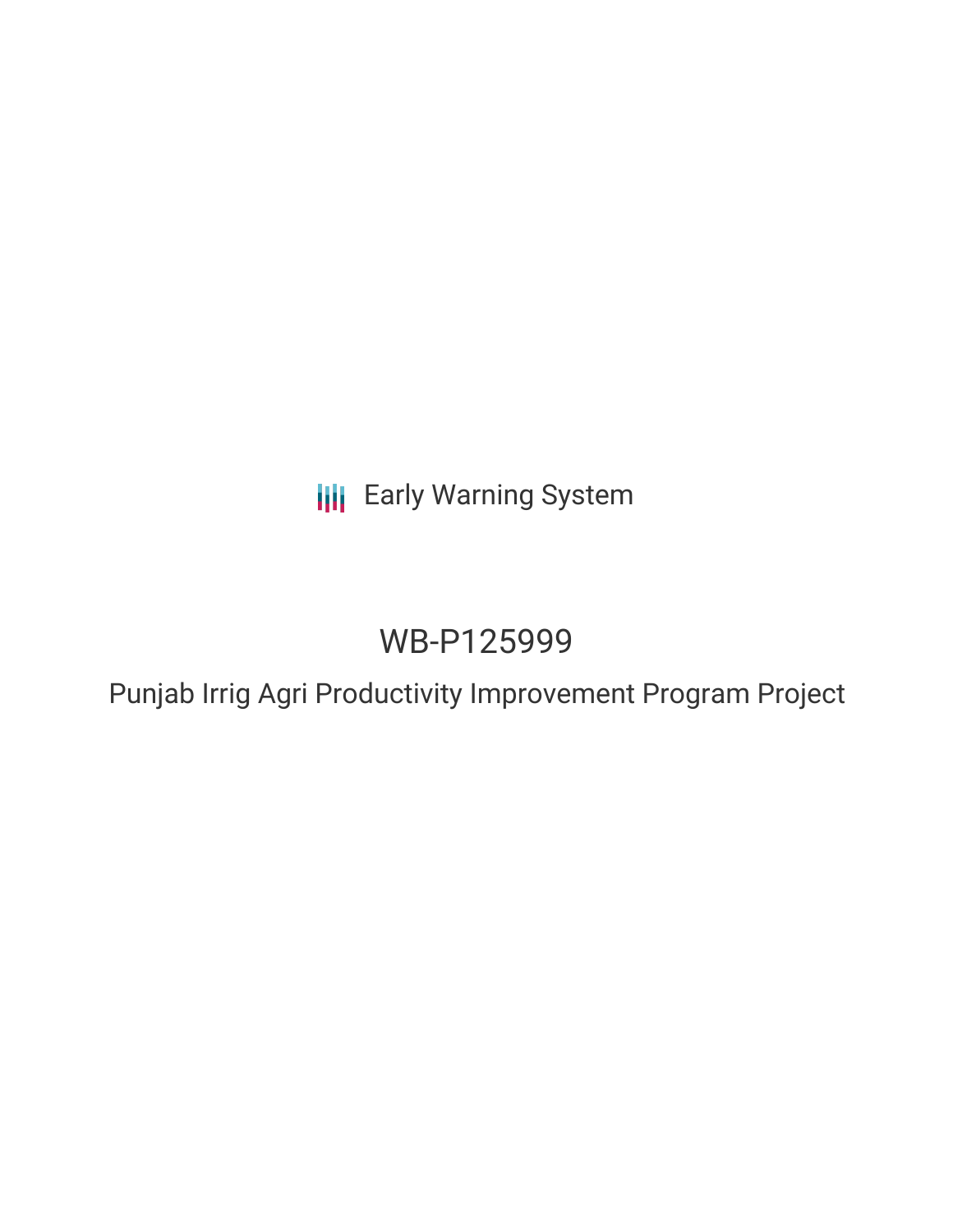Early Warning System

# WB-P125999

## Punjab Irrig Agri Productivity Improvement Program Project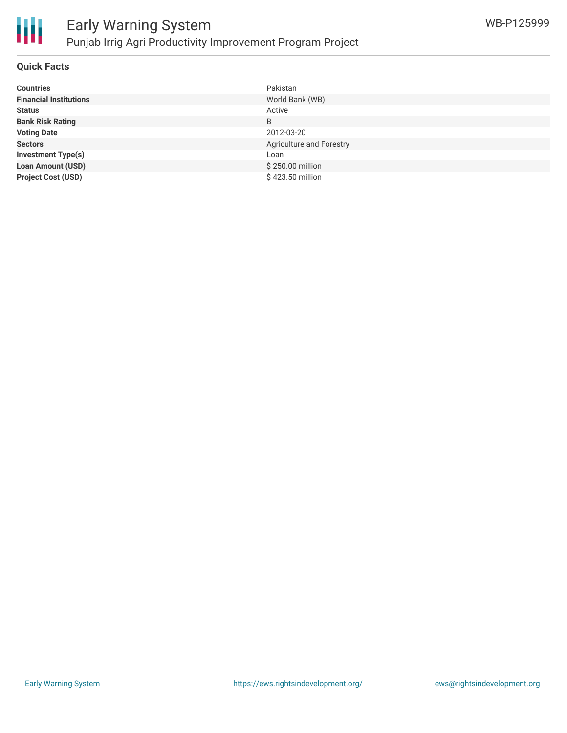## Quick Facts

| | |
|---|---|
| **Countries** | Pakistan |
| **Financial Institutions** | World Bank (WB) |
| **Status** | Active |
| **Bank Risk Rating** | B |
| **Voting Date** | 2012-03-20 |
| **Sectors** | Agriculture and Forestry |
| **Investment Type(s)** | Loan |
| **Loan Amount (USD)** | $ 250.00 million |
| **Project Cost (USD)** | $ 423.50 million |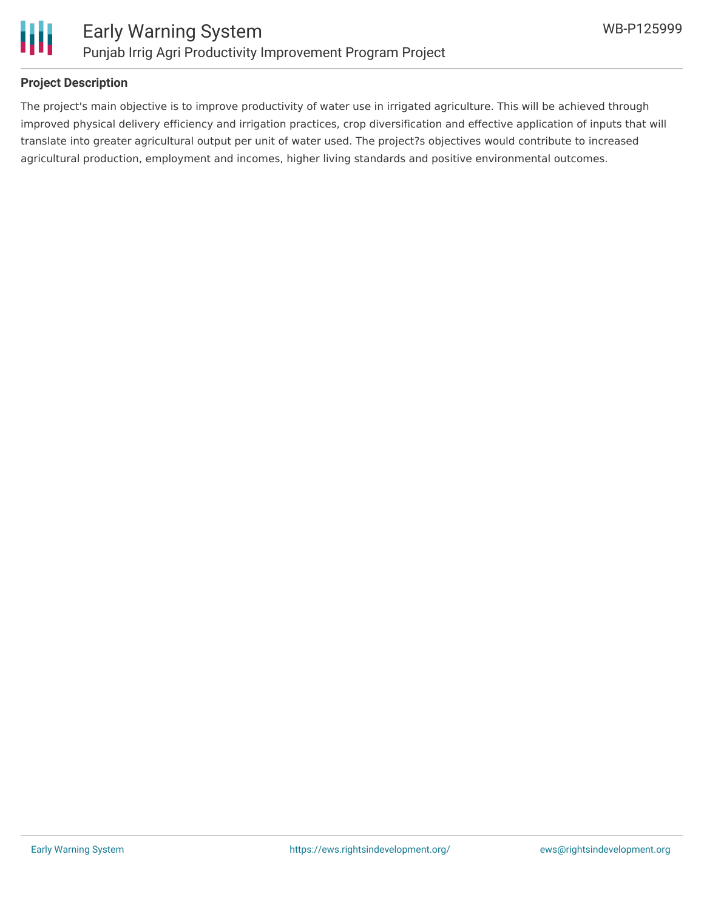## Project Description

The project's main objective is to improve productivity of water use in irrigated agriculture. This will be achieved through improved physical delivery efficiency and irrigation practices, crop diversification and effective application of inputs that will translate into greater agricultural output per unit of water used. The project?s objectives would contribute to increased agricultural production, employment and incomes, higher living standards and positive environmental outcomes.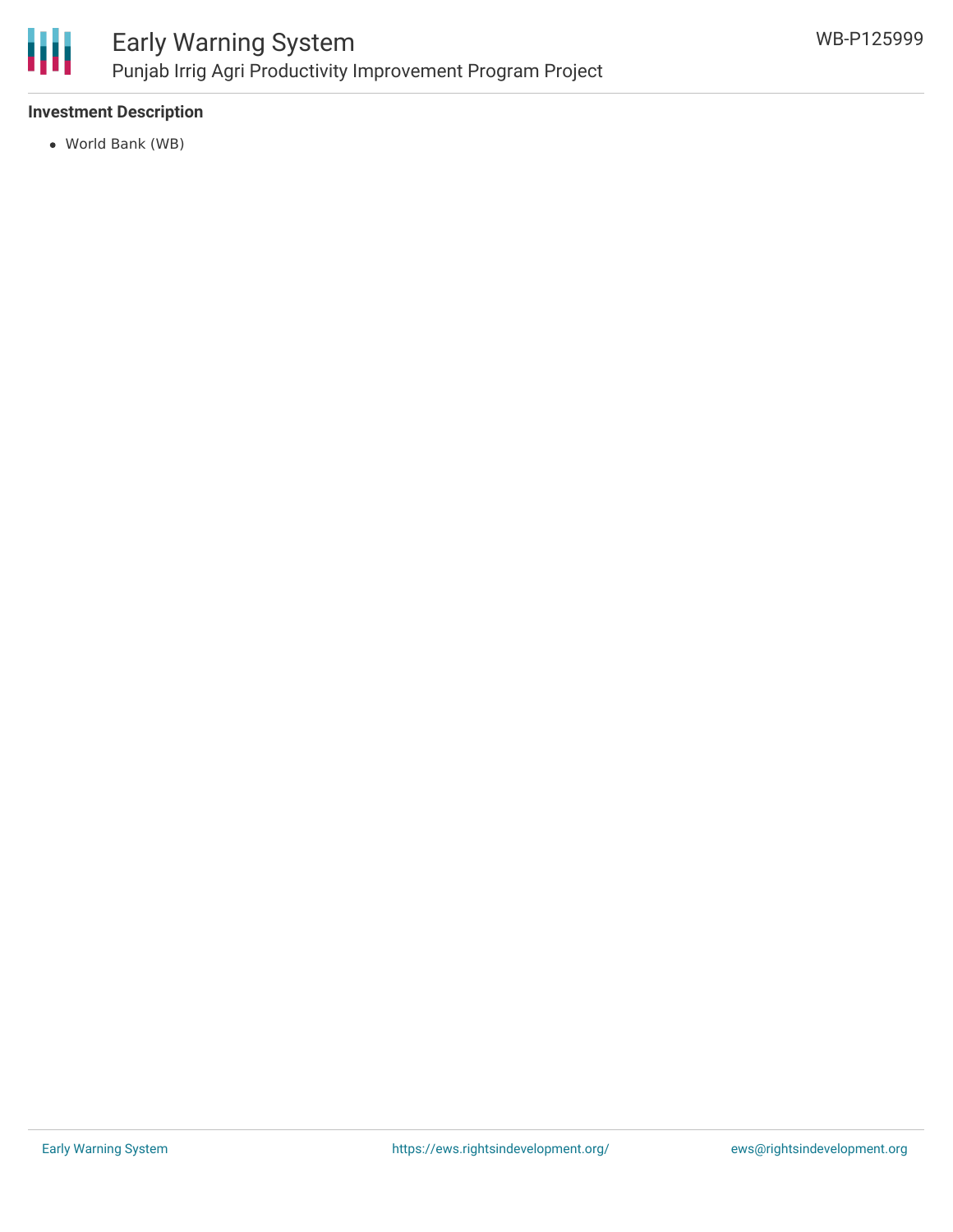### Investment Description

- World Bank (WB)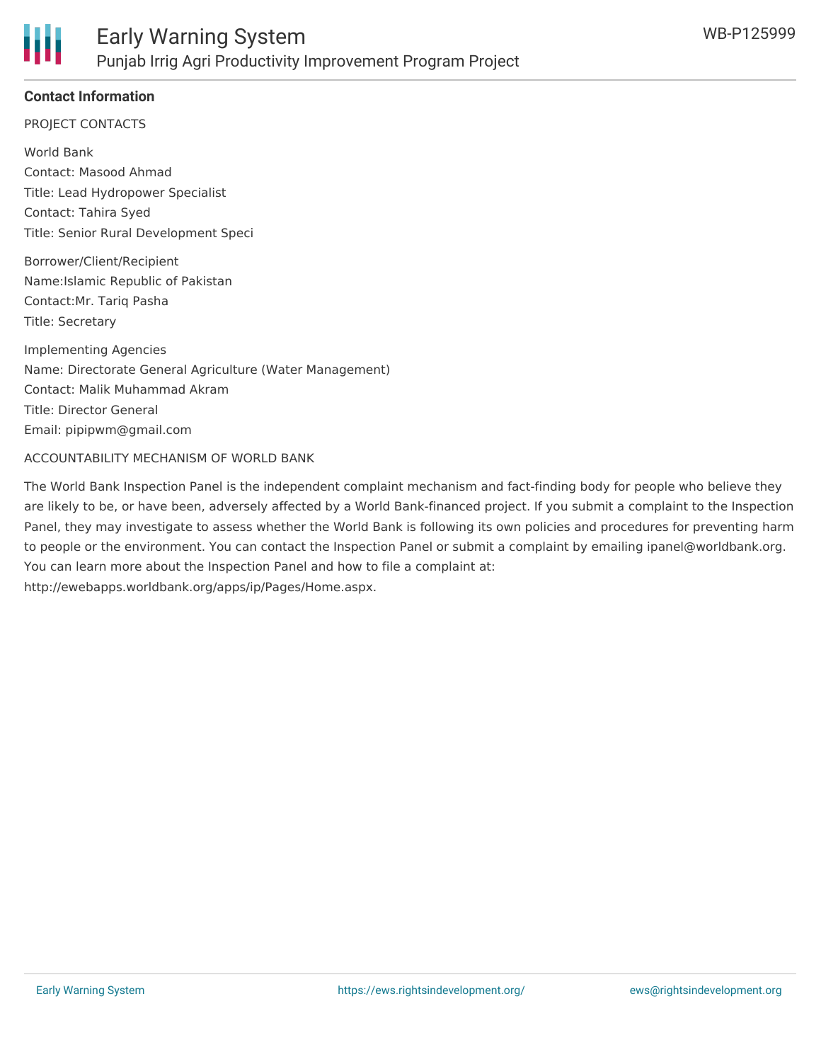**Contact Information**

PROJECT CONTACTS

World Bank
Contact: Masood Ahmad
Title: Lead Hydropower Specialist
Contact: Tahira Syed
Title: Senior Rural Development Speci

Borrower/Client/Recipient
Name:Islamic Republic of Pakistan
Contact:Mr. Tariq Pasha
Title: Secretary

Implementing Agencies
Name: Directorate General Agriculture (Water Management)
Contact: Malik Muhammad Akram
Title: Director General
Email: pipipwm@gmail.com

ACCOUNTABILITY MECHANISM OF WORLD BANK

The World Bank Inspection Panel is the independent complaint mechanism and fact-finding body for people who believe they are likely to be, or have been, adversely affected by a World Bank-financed project. If you submit a complaint to the Inspection Panel, they may investigate to assess whether the World Bank is following its own policies and procedures for preventing harm to people or the environment. You can contact the Inspection Panel or submit a complaint by emailing ipanel@worldbank.org. You can learn more about the Inspection Panel and how to file a complaint at: http://ewebapps.worldbank.org/apps/ip/Pages/Home.aspx.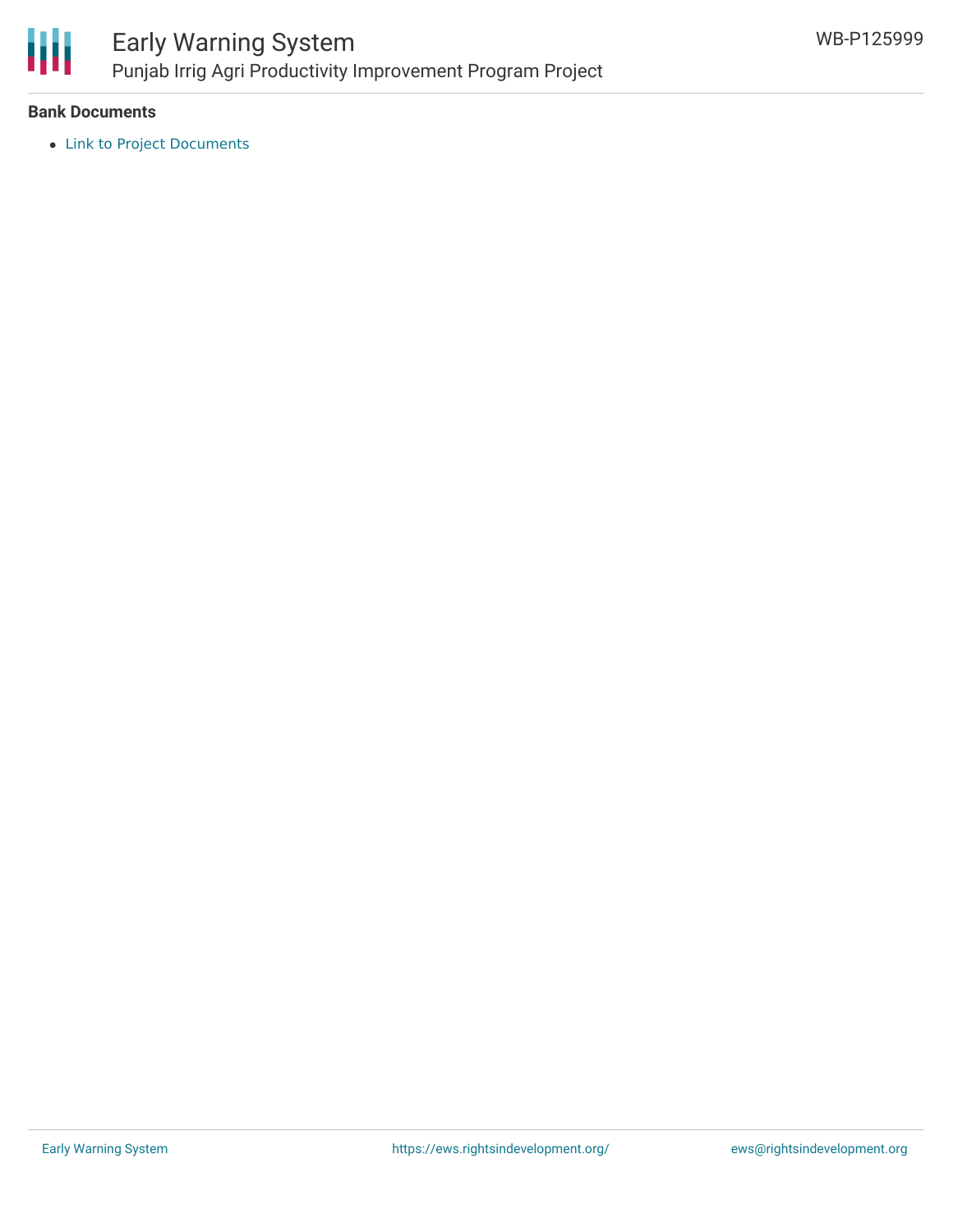**Bank Documents**

- Link to Project Documents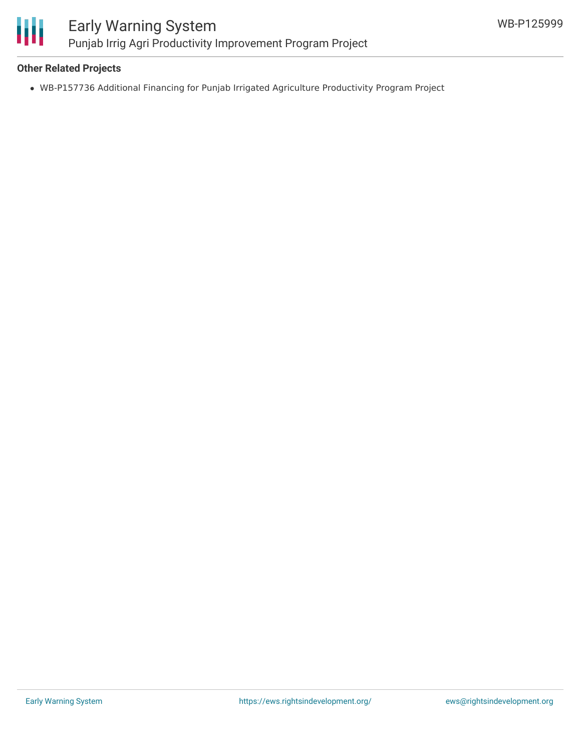**Other Related Projects**

- WB-P157736 Additional Financing for Punjab Irrigated Agriculture Productivity Program Project